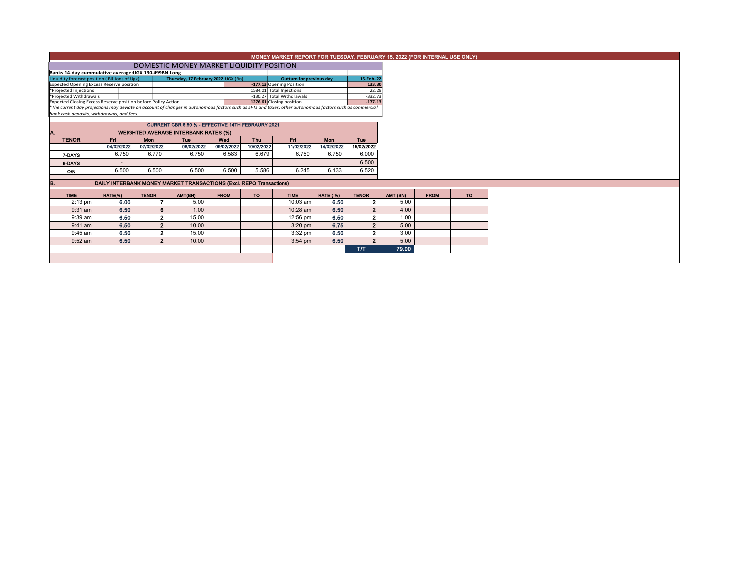# MONEY MARKET REPORT FOR TUESDAY, FEBRUARY 15, 2022 (FOR INTERNAL USE ONLY)

## DOMESTIC MONEY MARKET LIQUIDITY POSITION

**Banks 14-day cummulative average:UGX 130.499BN Long**

| Liquidity forecast position ( Billions of Ugx) | Thursday, 17 February 2022 UGX (Bn) | Outturn for previous day | 15-Feb-22 |
|---|---|---|---|
| Expected Opening Excess Reserve position | -177.13 | Opening Position | 133.30 |
| *Projected Injections | 1584.01 | Total Injections | 22.29 |
| *Projected Withdrawals | -130.27 | Total Withdrawals | -332.73 |
| Expected Closing Excess Reserve position before Policy Action | 1276.61 | Closing position | -177.13 |

*The current day projections may deviate on account of changes in autonomous factors such as EFTs and taxes; other autonomous factors such as commercial bank cash deposits, withdrawals, and fees.

## CURRENT CBR 6.50 % - EFFECTIVE 14TH FEBRAURY 2021

### A. WEIGHTED AVERAGE INTERBANK RATES (%)

| TENOR | Fri | Mon | Tue | Wed | Thu | Fri | Mon | Tue |
|---|---|---|---|---|---|---|---|---|
| | 04/02/2022 | 07/02/2022 | 08/02/2022 | 09/02/2022 | 10/02/2022 | 11/02/2022 | 14/02/2022 | 15/02/2022 |
| 7-DAYS | 6.750 | 6.770 | 6.750 | 6.583 | 6.679 | 6.750 | 6.750 | 6.000 |
| 6-DAYS | - | | | | | | | 6.500 |
| O/N | 6.500 | 6.500 | 6.500 | 6.500 | 5.586 | 6.245 | 6.133 | 6.520 |

### B. DAILY INTERBANK MONEY MARKET TRANSACTIONS (Excl. REPO Transactions)

| TIME | RATE(%) | TENOR | AMT(BN) | FROM | TO | TIME | RATE ( %) | TENOR | AMT (BN) | FROM | TO |
|---|---|---|---|---|---|---|---|---|---|---|---|
| 2:13 pm | 6.00 | 7 | 5.00 | | | 10:03 am | 6.50 | 2 | 5.00 | | |
| 9:31 am | 6.50 | 6 | 1.00 | | | 10:28 am | 6.50 | 2 | 4.00 | | |
| 9:39 am | 6.50 | 2 | 15.00 | | | 12:56 pm | 6.50 | 2 | 1.00 | | |
| 9:41 am | 6.50 | 2 | 10.00 | | | 3:20 pm | 6.75 | 2 | 5.00 | | |
| 9:45 am | 6.50 | 2 | 15.00 | | | 3:32 pm | 6.50 | 2 | 3.00 | | |
| 9:52 am | 6.50 | 2 | 10.00 | | | 3:54 pm | 6.50 | 2 | 5.00 | | |
| | | | | | | | | T/T | 79.00 | | |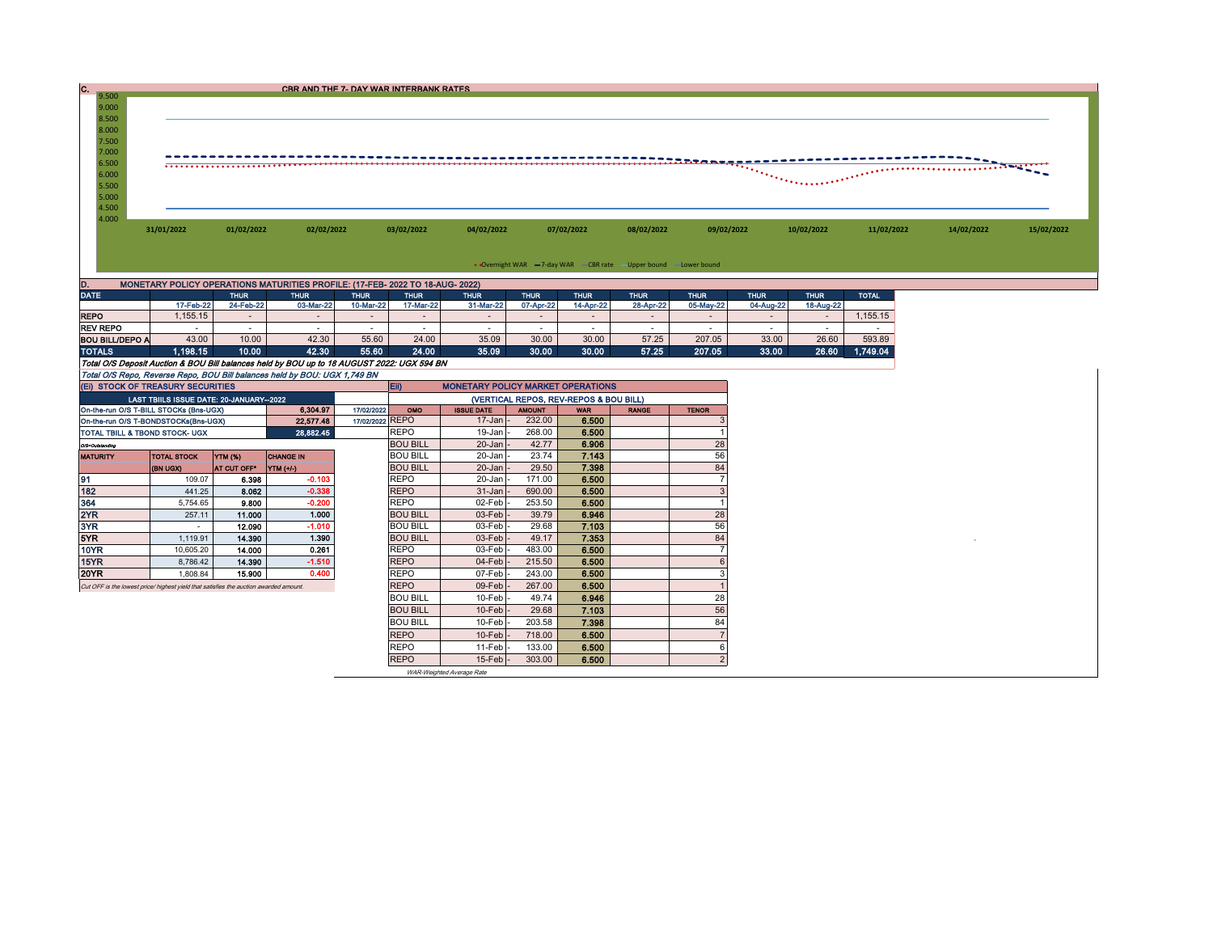## C. CBR AND THE 7- DAY WAR INTERBANK RATES

9.500
9.000
8.500
8.000
7.500
7.000
6.500
6.000
5.500
5.000
4.500
4.000

31/01/2022 01/02/2022 02/02/2022 03/02/2022 04/02/2022 07/02/2022 08/02/2022 09/02/2022 10/02/2022 11/02/2022 14/02/2022 15/02/2022

Overnight WAR, 7-day WAR, CBR rate, Upper bound, Lower bound

## D. MONETARY POLICY OPERATIONS MATURITIES PROFILE: (17-FEB- 2022 TO 18-AUG- 2022)

| DATE | | THUR | THUR | THUR | THUR | THUR | THUR | THUR | THUR | THUR | THUR | THUR | TOTAL |
|---|---|---|---|---|---|---|---|---|---|---|---|---|---|
| | 17-Feb-22 | 24-Feb-22 | 03-Mar-22 | 10-Mar-22 | 17-Mar-22 | 31-Mar-22 | 07-Apr-22 | 14-Apr-22 | 28-Apr-22 | 05-May-22 | 04-Aug-22 | 18-Aug-22 | |
| REPO | 1,155.15 | - | - | - | - | - | - | - | - | - | - | - | 1,155.15 |
| REV REPO | - | - | - | - | - | - | - | - | - | - | - | - | - |
| BOU BILL/DEPO A | 43.00 | 10.00 | 42.30 | 55.60 | 24.00 | 35.09 | 30.00 | 30.00 | 57.25 | 207.05 | 33.00 | 26.60 | 593.89 |
| TOTALS | 1,198.15 | 10.00 | 42.30 | 55.60 | 24.00 | 35.09 | 30.00 | 30.00 | 57.25 | 207.05 | 33.00 | 26.60 | 1,749.04 |

*Total O/S Deposit Auction & BOU Bill balances held by BOU up to 18 AUGUST 2022: UGX 594 BN*

*Total O/S Repo, Reverse Repo, BOU Bill balances held by BOU: UGX 1,749 BN*

### (Ei) STOCK OF TREASURY SECURITIES

| LAST TBIILS ISSUE DATE: 20-JANUARY--2022 | | |
|---|---|---|
| On-the-run O/S T-BILL STOCKs (Bns-UGX) | 6,304.97 | 17/02/2022 |
| On-the-run O/S T-BONDSTOCKs(Bns-UGX) | 22,577.48 | 17/02/2022 |
| TOTAL TBILL & TBOND STOCK- UGX | 28,882.45 | |

O/S=Outstanding

| MATURITY | TOTAL STOCK (BN UGX) | YTM (%) AT CUT OFF* | CHANGE IN YTM (+/-) |
|---|---|---|---|
| 91 | 109.07 | 6.398 | -0.103 |
| 182 | 441.25 | 8.062 | -0.338 |
| 364 | 5,754.65 | 9.800 | -0.200 |
| 2YR | 257.11 | 11.000 | 1.000 |
| 3YR | - | 12.090 | -1.010 |
| 5YR | 1,119.91 | 14.390 | 1.390 |
| 10YR | 10,605.20 | 14.000 | 0.261 |
| 15YR | 8,786.42 | 14.390 | -1.510 |
| 20YR | 1,808.84 | 15.900 | 0.400 |

*Cut OFF is the lowest price/ highest yield that satisfies the auction awarded amount.*

### Eii) MONETARY POLICY MARKET OPERATIONS

(VERTICAL REPOS, REV-REPOS & BOU BILL)

| OMO | ISSUE DATE | AMOUNT | WAR | RANGE | TENOR |
|---|---|---|---|---|---|
| REPO | 17-Jan | 232.00 | 6.500 | | 3 |
| REPO | 19-Jan | 268.00 | 6.500 | | 1 |
| BOU BILL | 20-Jan | 42.77 | 6.906 | | 28 |
| BOU BILL | 20-Jan | 23.74 | 7.143 | | 56 |
| BOU BILL | 20-Jan | 29.50 | 7.398 | | 84 |
| REPO | 20-Jan | 171.00 | 6.500 | | 7 |
| REPO | 31-Jan | 690.00 | 6.500 | | 3 |
| REPO | 02-Feb | 253.50 | 6.500 | | 1 |
| BOU BILL | 03-Feb | 39.79 | 6.946 | | 28 |
| BOU BILL | 03-Feb | 29.68 | 7.103 | | 56 |
| BOU BILL | 03-Feb | 49.17 | 7.353 | | 84 |
| REPO | 03-Feb | 483.00 | 6.500 | | 7 |
| REPO | 04-Feb | 215.50 | 6.500 | | 6 |
| REPO | 07-Feb | 243.00 | 6.500 | | 3 |
| REPO | 09-Feb | 267.00 | 6.500 | | 1 |
| BOU BILL | 10-Feb | 49.74 | 6.946 | | 28 |
| BOU BILL | 10-Feb | 29.68 | 7.103 | | 56 |
| BOU BILL | 10-Feb | 203.58 | 7.398 | | 84 |
| REPO | 10-Feb | 718.00 | 6.500 | | 7 |
| REPO | 11-Feb | 133.00 | 6.500 | | 6 |
| REPO | 15-Feb | 303.00 | 6.500 | | 2 |

*WAR-Weighted Average Rate*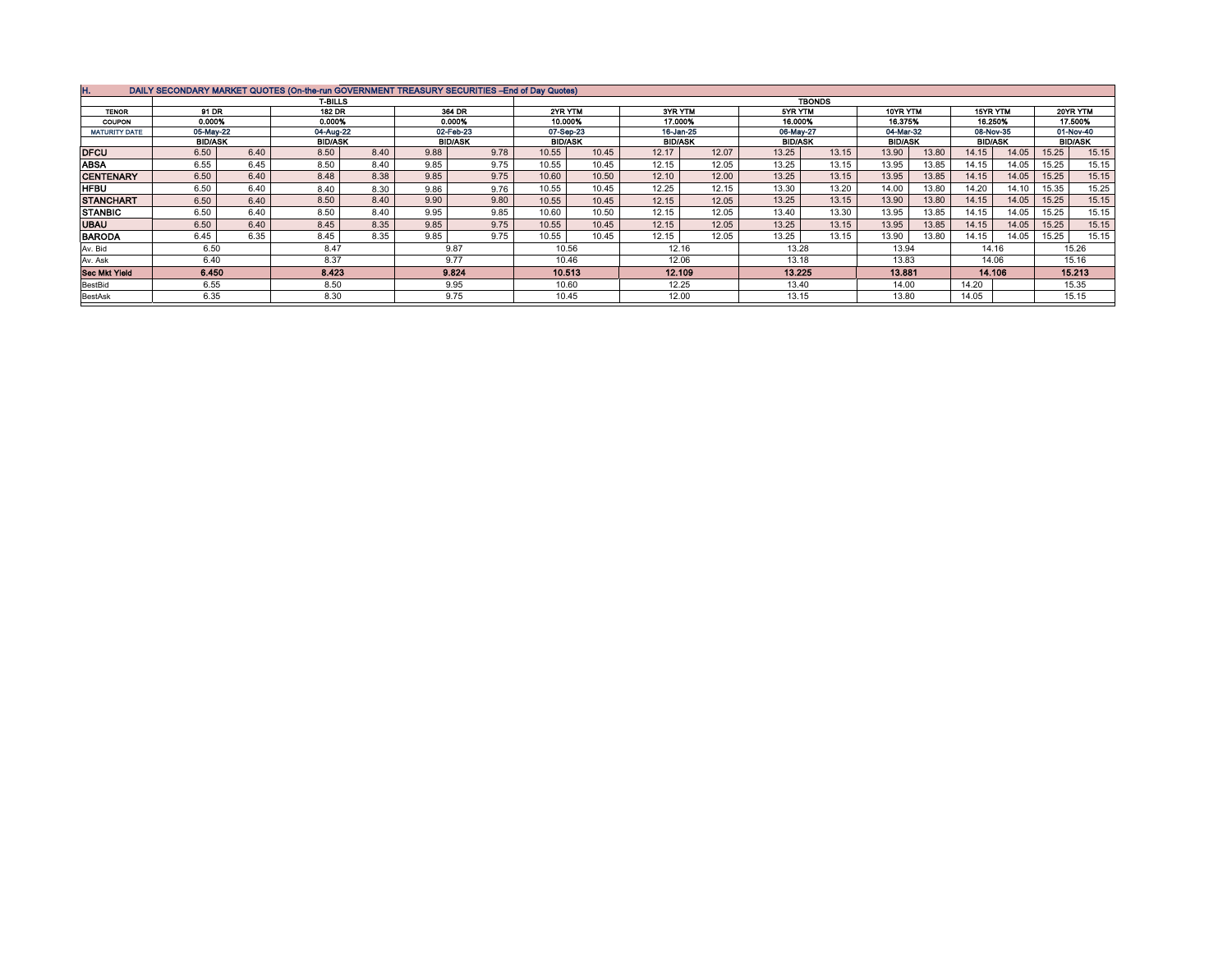## H. DAILY SECONDARY MARKET QUOTES (On-the-run GOVERNMENT TREASURY SECURITIES –End of Day Quotes)

| | T-BILLS | | | | | | TBONDS | | | | | | | | | | | |
|---|---|---|---|---|---|---|---|---|---|---|---|---|---|---|---|---|---|---|
| **TENOR** | **91 DR** | | **182 DR** | | **364 DR** | | **2YR YTM** | | **3YR YTM** | | **5YR YTM** | | **10YR YTM** | | **15YR YTM** | | **20YR YTM** | |
| **COUPON** | **0.000%** | | **0.000%** | | **0.000%** | | **10.000%** | | **17.000%** | | **16.000%** | | **16.375%** | | **16.250%** | | **17.500%** | |
| **MATURITY DATE** | **05-May-22** | | **04-Aug-22** | | **02-Feb-23** | | **07-Sep-23** | | **16-Jan-25** | | **06-May-27** | | **04-Mar-32** | | **08-Nov-35** | | **01-Nov-40** | |
| | **BID/ASK** | | **BID/ASK** | | **BID/ASK** | | **BID/ASK** | | **BID/ASK** | | **BID/ASK** | | **BID/ASK** | | **BID/ASK** | | **BID/ASK** | |
| **DFCU** | 6.50 | 6.40 | 8.50 | 8.40 | 9.88 | 9.78 | 10.55 | 10.45 | 12.17 | 12.07 | 13.25 | 13.15 | 13.90 | 13.80 | 14.15 | 14.05 | 15.25 | 15.15 |
| **ABSA** | 6.55 | 6.45 | 8.50 | 8.40 | 9.85 | 9.75 | 10.55 | 10.45 | 12.15 | 12.05 | 13.25 | 13.15 | 13.95 | 13.85 | 14.15 | 14.05 | 15.25 | 15.15 |
| **CENTENARY** | 6.50 | 6.40 | 8.48 | 8.38 | 9.85 | 9.75 | 10.60 | 10.50 | 12.10 | 12.00 | 13.25 | 13.15 | 13.95 | 13.85 | 14.15 | 14.05 | 15.25 | 15.15 |
| **HFBU** | 6.50 | 6.40 | 8.40 | 8.30 | 9.86 | 9.76 | 10.55 | 10.45 | 12.25 | 12.15 | 13.30 | 13.20 | 14.00 | 13.80 | 14.20 | 14.10 | 15.35 | 15.25 |
| **STANCHART** | 6.50 | 6.40 | 8.50 | 8.40 | 9.90 | 9.80 | 10.55 | 10.45 | 12.15 | 12.05 | 13.25 | 13.15 | 13.90 | 13.80 | 14.15 | 14.05 | 15.25 | 15.15 |
| **STANBIC** | 6.50 | 6.40 | 8.50 | 8.40 | 9.95 | 9.85 | 10.60 | 10.50 | 12.15 | 12.05 | 13.40 | 13.30 | 13.95 | 13.85 | 14.15 | 14.05 | 15.25 | 15.15 |
| **UBAU** | 6.50 | 6.40 | 8.45 | 8.35 | 9.85 | 9.75 | 10.55 | 10.45 | 12.15 | 12.05 | 13.25 | 13.15 | 13.95 | 13.85 | 14.15 | 14.05 | 15.25 | 15.15 |
| **BARODA** | 6.45 | 6.35 | 8.45 | 8.35 | 9.85 | 9.75 | 10.55 | 10.45 | 12.15 | 12.05 | 13.25 | 13.15 | 13.90 | 13.80 | 14.15 | 14.05 | 15.25 | 15.15 |
| Av. Bid | 6.50 | | 8.47 | | 9.87 | | 10.56 | | 12.16 | | 13.28 | | 13.94 | | 14.16 | | 15.26 | |
| Av. Ask | 6.40 | | 8.37 | | 9.77 | | 10.46 | | 12.06 | | 13.18 | | 13.83 | | 14.06 | | 15.16 | |
| **Sec Mkt Yield** | **6.450** | | **8.423** | | **9.824** | | **10.513** | | **12.109** | | **13.225** | | **13.881** | | **14.106** | | **15.213** | |
| BestBid | 6.55 | | 8.50 | | 9.95 | | 10.60 | | 12.25 | | 13.40 | | 14.00 | | 14.20 | | 15.35 | |
| BestAsk | 6.35 | | 8.30 | | 9.75 | | 10.45 | | 12.00 | | 13.15 | | 13.80 | | 14.05 | | 15.15 | |